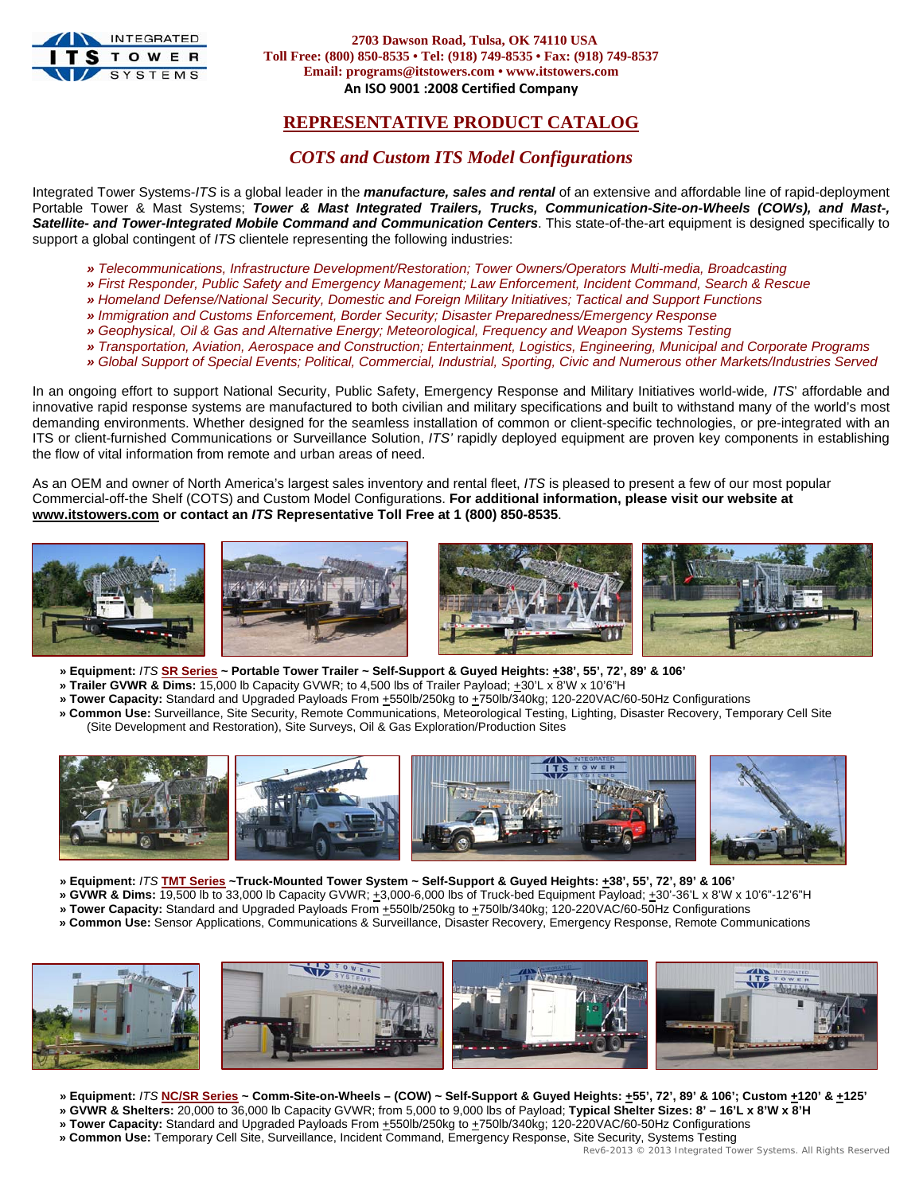2703 Dawson Road, Tulsa, OK 74110 USA
Toll Free: (800) 850-8535 • Tel: (918) 749-8535 • Fax: (918) 749-8537
Email: programs@itstowers.com • www.itstowers.com
**An ISO 9001 :2008 Certified Company**

# REPRESENTATIVE PRODUCT CATALOG

## *COTS and Custom ITS Model Configurations*

Integrated Tower Systems-*ITS* is a global leader in the ***manufacture, sales and rental*** of an extensive and affordable line of rapid-deployment Portable Tower & Mast Systems; ***Tower & Mast Integrated Trailers, Trucks, Communication-Site-on-Wheels (COWs), and Mast-, Satellite- and Tower-Integrated Mobile Command and Communication Centers***. This state-of-the-art equipment is designed specifically to support a global contingent of *ITS* clientele representing the following industries:

- *Telecommunications, Infrastructure Development/Restoration; Tower Owners/Operators Multi-media, Broadcasting*
- *First Responder, Public Safety and Emergency Management; Law Enforcement, Incident Command, Search & Rescue*
- *Homeland Defense/National Security, Domestic and Foreign Military Initiatives; Tactical and Support Functions*
- *Immigration and Customs Enforcement, Border Security; Disaster Preparedness/Emergency Response*
- *Geophysical, Oil & Gas and Alternative Energy; Meteorological, Frequency and Weapon Systems Testing*
- *Transportation, Aviation, Aerospace and Construction; Entertainment, Logistics, Engineering, Municipal and Corporate Programs*
- *Global Support of Special Events; Political, Commercial, Industrial, Sporting, Civic and Numerous other Markets/Industries Served*

In an ongoing effort to support National Security, Public Safety, Emergency Response and Military Initiatives world-wide, *ITS*' affordable and innovative rapid response systems are manufactured to both civilian and military specifications and built to withstand many of the world's most demanding environments. Whether designed for the seamless installation of common or client-specific technologies, or pre-integrated with an ITS or client-furnished Communications or Surveillance Solution, *ITS'* rapidly deployed equipment are proven key components in establishing the flow of vital information from remote and urban areas of need.

As an OEM and owner of North America's largest sales inventory and rental fleet, *ITS* is pleased to present a few of our most popular Commercial-off-the Shelf (COTS) and Custom Model Configurations. **For additional information, please visit our website at www.itstowers.com or contact an *ITS* Representative Toll Free at 1 (800) 850-8535**.

- **Equipment:** *ITS* **SR Series ~ Portable Tower Trailer ~ Self-Support & Guyed Heights: ±38', 55', 72', 89' & 106'**
- **Trailer GVWR & Dims:** 15,000 lb Capacity GVWR; to 4,500 lbs of Trailer Payload; ±30'L x 8'W x 10'6"H
- **Tower Capacity:** Standard and Upgraded Payloads From ±550lb/250kg to ±750lb/340kg; 120-220VAC/60-50Hz Configurations
- **Common Use:** Surveillance, Site Security, Remote Communications, Meteorological Testing, Lighting, Disaster Recovery, Temporary Cell Site (Site Development and Restoration), Site Surveys, Oil & Gas Exploration/Production Sites

- **Equipment:** *ITS* **TMT Series ~Truck-Mounted Tower System ~ Self-Support & Guyed Heights: ±38', 55', 72', 89' & 106'**
- **GVWR & Dims:** 19,500 lb to 33,000 lb Capacity GVWR; ±3,000-6,000 lbs of Truck-bed Equipment Payload; ±30'-36'L x 8'W x 10'6"-12'6"H
- **Tower Capacity:** Standard and Upgraded Payloads From ±550lb/250kg to ±750lb/340kg; 120-220VAC/60-50Hz Configurations
- **Common Use:** Sensor Applications, Communications & Surveillance, Disaster Recovery, Emergency Response, Remote Communications

- **Equipment:** *ITS* **NC/SR Series ~ Comm-Site-on-Wheels – (COW) ~ Self-Support & Guyed Heights: ±55', 72', 89' & 106'; Custom ±120' & ±125'**
- **GVWR & Shelters:** 20,000 to 36,000 lb Capacity GVWR; from 5,000 to 9,000 lbs of Payload; **Typical Shelter Sizes: 8' – 16'L x 8'W x 8'H**
- **Tower Capacity:** Standard and Upgraded Payloads From ±550lb/250kg to ±750lb/340kg; 120-220VAC/60-50Hz Configurations
- **Common Use:** Temporary Cell Site, Surveillance, Incident Command, Emergency Response, Site Security, Systems Testing

Rev6-2013 © 2013 Integrated Tower Systems. All Rights Reserved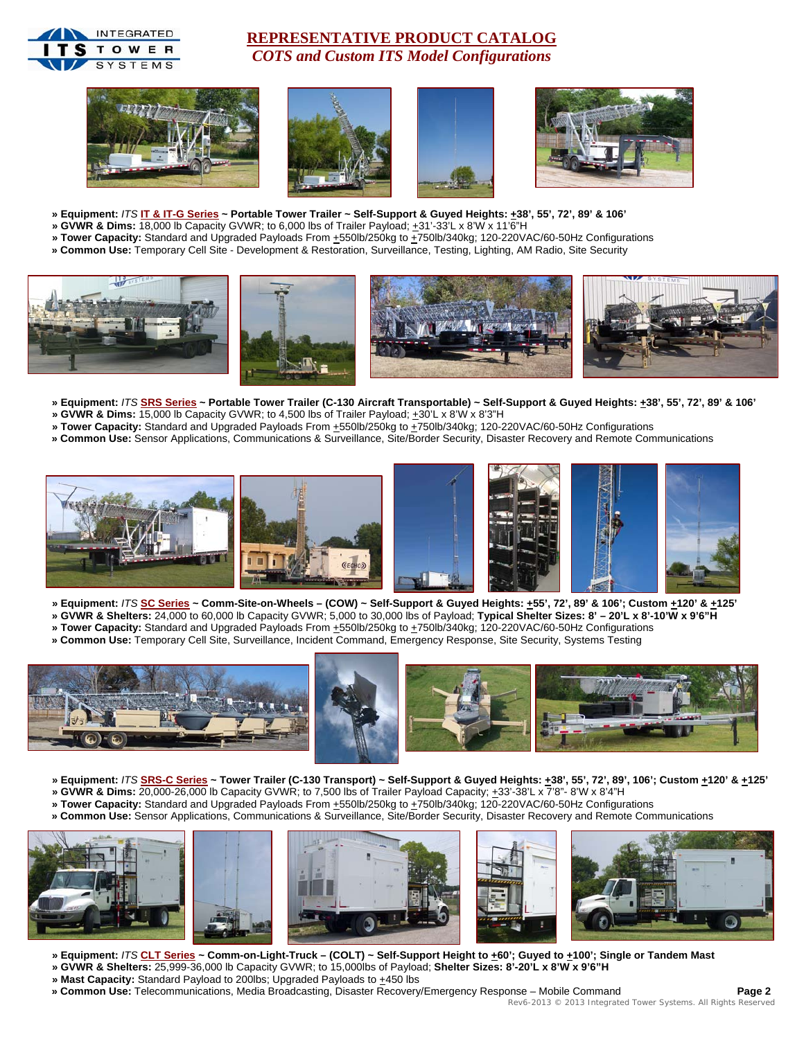# REPRESENTATIVE PRODUCT CATALOG

*COTS and Custom ITS Model Configurations*

- » **Equipment:** *ITS* **IT & IT-G Series ~ Portable Tower Trailer ~ Self-Support & Guyed Heights: ±38', 55', 72', 89' & 106'**
- » **GVWR & Dims:** 18,000 lb Capacity GVWR; to 6,000 lbs of Trailer Payload; ±31'-33'L x 8'W x 11'6"H
- » **Tower Capacity:** Standard and Upgraded Payloads From ±550lb/250kg to ±750lb/340kg; 120-220VAC/60-50Hz Configurations
- » **Common Use:** Temporary Cell Site - Development & Restoration, Surveillance, Testing, Lighting, AM Radio, Site Security

- » **Equipment:** *ITS* **SRS Series ~ Portable Tower Trailer (C-130 Aircraft Transportable) ~ Self-Support & Guyed Heights: ±38', 55', 72', 89' & 106'**
- » **GVWR & Dims:** 15,000 lb Capacity GVWR; to 4,500 lbs of Trailer Payload; ±30'L x 8'W x 8'3"H
- » **Tower Capacity:** Standard and Upgraded Payloads From ±550lb/250kg to ±750lb/340kg; 120-220VAC/60-50Hz Configurations
- » **Common Use:** Sensor Applications, Communications & Surveillance, Site/Border Security, Disaster Recovery and Remote Communications

- » **Equipment:** *ITS* **SC Series ~ Comm-Site-on-Wheels – (COW) ~ Self-Support & Guyed Heights: ±55', 72', 89' & 106'; Custom ±120' & ±125'**
- » **GVWR & Shelters:** 24,000 to 60,000 lb Capacity GVWR; 5,000 to 30,000 lbs of Payload; **Typical Shelter Sizes: 8' – 20'L x 8'-10'W x 9'6"H**
- » **Tower Capacity:** Standard and Upgraded Payloads From ±550lb/250kg to ±750lb/340kg; 120-220VAC/60-50Hz Configurations
- » **Common Use:** Temporary Cell Site, Surveillance, Incident Command, Emergency Response, Site Security, Systems Testing

- » **Equipment:** *ITS* **SRS-C Series ~ Tower Trailer (C-130 Transport) ~ Self-Support & Guyed Heights: ±38', 55', 72', 89', 106'; Custom ±120' & ±125'**
- » **GVWR & Dims:** 20,000-26,000 lb Capacity GVWR; to 7,500 lbs of Trailer Payload Capacity; ±33'-38'L x 7'8"- 8'W x 8'4"H
- » **Tower Capacity:** Standard and Upgraded Payloads From ±550lb/250kg to ±750lb/340kg; 120-220VAC/60-50Hz Configurations
- » **Common Use:** Sensor Applications, Communications & Surveillance, Site/Border Security, Disaster Recovery and Remote Communications

- » **Equipment:** *ITS* **CLT Series ~ Comm-on-Light-Truck – (COLT) ~ Self-Support Height to ±60'; Guyed to ±100'; Single or Tandem Mast**
- » **GVWR & Shelters:** 25,999-36,000 lb Capacity GVWR; to 15,000lbs of Payload; **Shelter Sizes: 8'-20'L x 8'W x 9'6"H**
- » **Mast Capacity:** Standard Payload to 200lbs; Upgraded Payloads to ±450 lbs
- » **Common Use:** Telecommunications, Media Broadcasting, Disaster Recovery/Emergency Response – Mobile Command

Rev6-2013 © 2013 Integrated Tower Systems. All Rights Reserved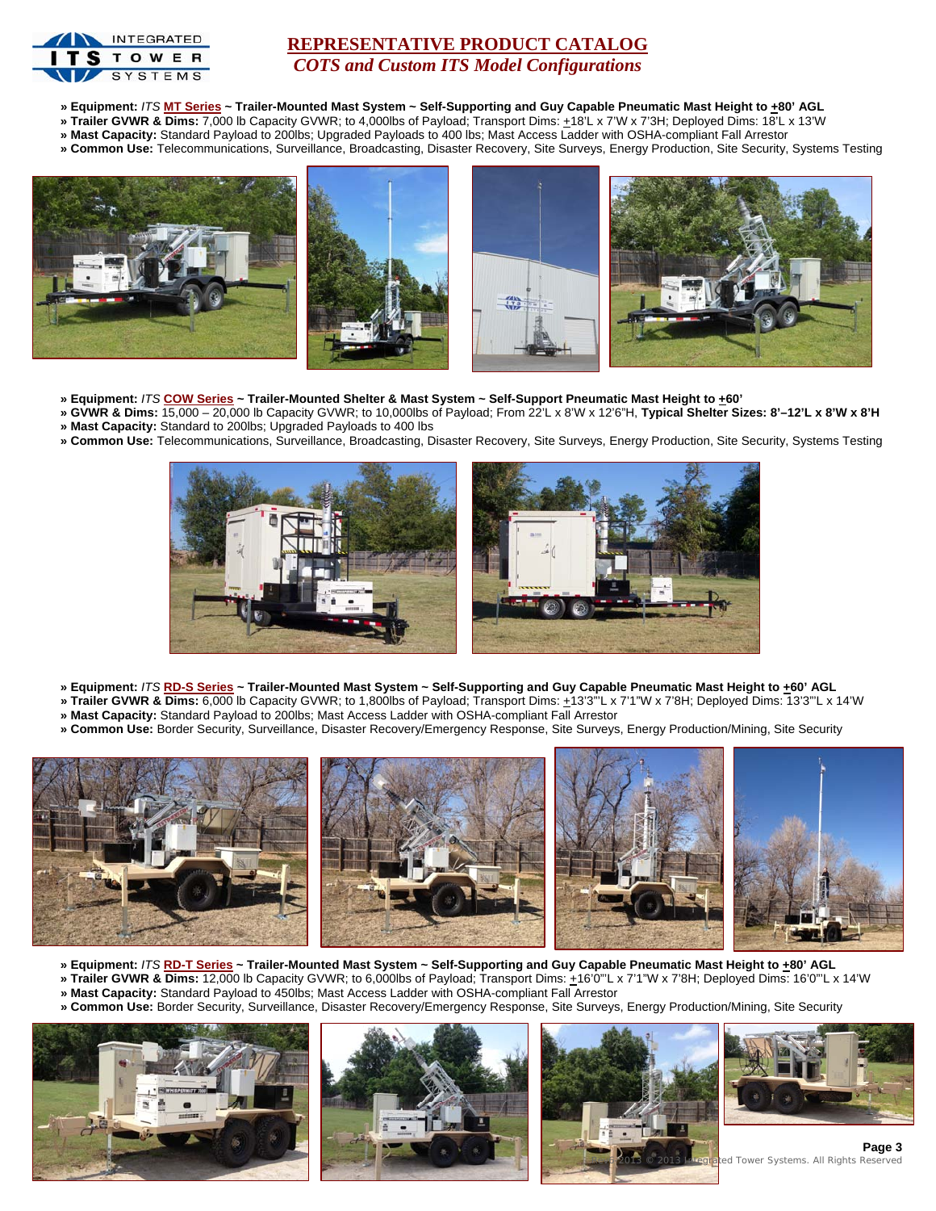# REPRESENTATIVE PRODUCT CATALOG

*COTS and Custom ITS Model Configurations*

» **Equipment:** *ITS* **MT Series ~ Trailer-Mounted Mast System ~ Self-Supporting and Guy Capable Pneumatic Mast Height to +80' AGL**
» **Trailer GVWR & Dims:** 7,000 lb Capacity GVWR; to 4,000lbs of Payload; Transport Dims: +18'L x 7'W x 7'3H; Deployed Dims: 18'L x 13'W
» **Mast Capacity:** Standard Payload to 200lbs; Upgraded Payloads to 400 lbs; Mast Access Ladder with OSHA-compliant Fall Arrestor
» **Common Use:** Telecommunications, Surveillance, Broadcasting, Disaster Recovery, Site Surveys, Energy Production, Site Security, Systems Testing

» **Equipment:** *ITS* **COW Series ~ Trailer-Mounted Shelter & Mast System ~ Self-Support Pneumatic Mast Height to +60'**
» **GVWR & Dims:** 15,000 – 20,000 lb Capacity GVWR; to 10,000lbs of Payload; From 22'L x 8'W x 12'6"H, **Typical Shelter Sizes: 8'–12'L x 8'W x 8'H**
» **Mast Capacity:** Standard to 200lbs; Upgraded Payloads to 400 lbs
» **Common Use:** Telecommunications, Surveillance, Broadcasting, Disaster Recovery, Site Surveys, Energy Production, Site Security, Systems Testing

» **Equipment:** *ITS* **RD-S Series ~ Trailer-Mounted Mast System ~ Self-Supporting and Guy Capable Pneumatic Mast Height to +60' AGL**
» **Trailer GVWR & Dims:** 6,000 lb Capacity GVWR; to 1,800lbs of Payload; Transport Dims: +13'3"'L x 7'1"W x 7'8H; Deployed Dims: 13'3"'L x 14'W
» **Mast Capacity:** Standard Payload to 200lbs; Mast Access Ladder with OSHA-compliant Fall Arrestor
» **Common Use:** Border Security, Surveillance, Disaster Recovery/Emergency Response, Site Surveys, Energy Production/Mining, Site Security

» **Equipment:** *ITS* **RD-T Series ~ Trailer-Mounted Mast System ~ Self-Supporting and Guy Capable Pneumatic Mast Height to +80' AGL**
» **Trailer GVWR & Dims:** 12,000 lb Capacity GVWR; to 6,000lbs of Payload; Transport Dims: +16'0"'L x 7'1"W x 7'8H; Deployed Dims: 16'0"'L x 14'W
» **Mast Capacity:** Standard Payload to 450lbs; Mast Access Ladder with OSHA-compliant Fall Arrestor
» **Common Use:** Border Security, Surveillance, Disaster Recovery/Emergency Response, Site Surveys, Energy Production/Mining, Site Security

© 2013 Integrated Tower Systems. All Rights Reserved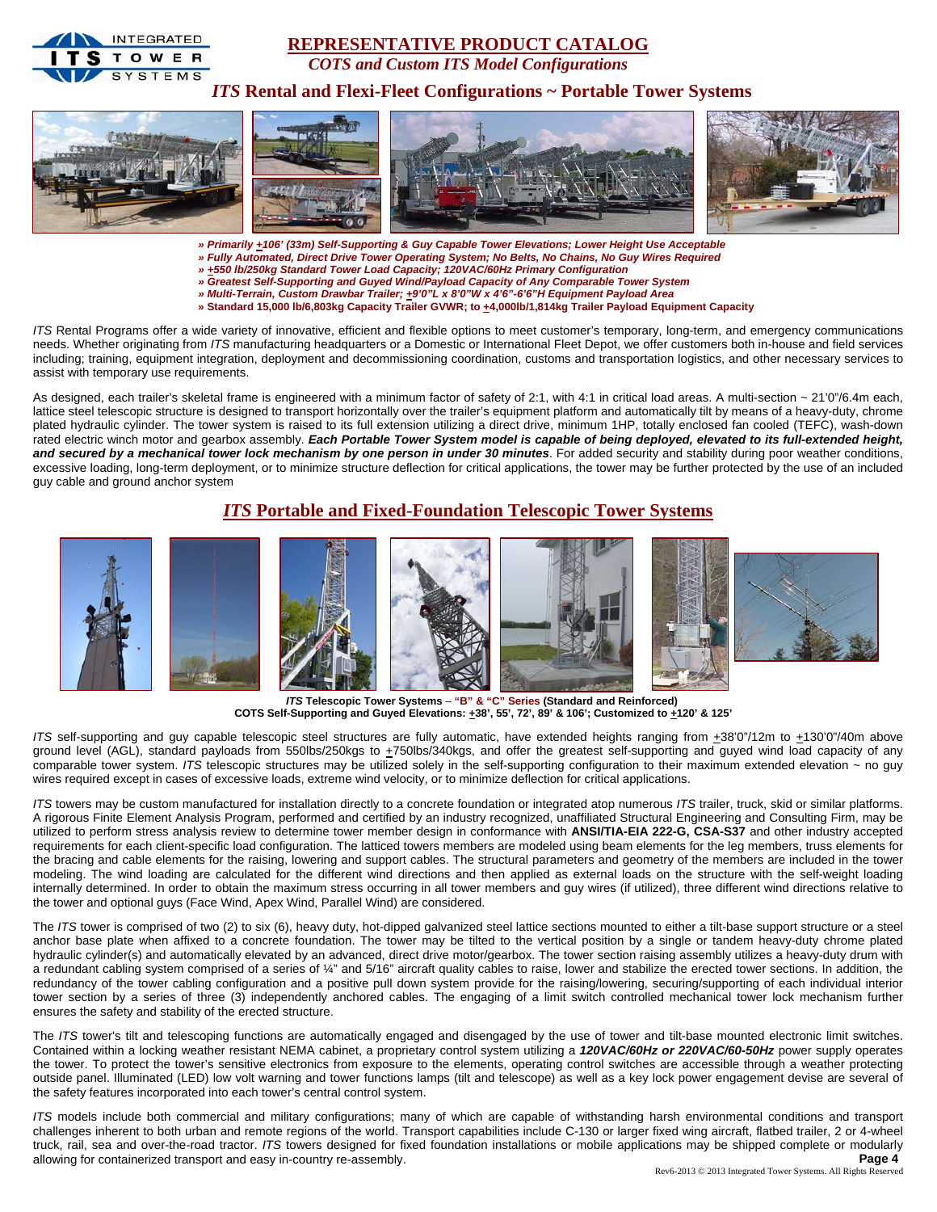# REPRESENTATIVE PRODUCT CATALOG

*COTS and Custom ITS Model Configurations*

## *ITS* Rental and Flexi-Fleet Configurations ~ Portable Tower Systems

*» Primarily ±106' (33m) Self-Supporting & Guy Capable Tower Elevations; Lower Height Use Acceptable*
*» Fully Automated, Direct Drive Tower Operating System; No Belts, No Chains, No Guy Wires Required*
*» ±550 lb/250kg Standard Tower Load Capacity; 120VAC/60Hz Primary Configuration*
*» Greatest Self-Supporting and Guyed Wind/Payload Capacity of Any Comparable Tower System*
*» Multi-Terrain, Custom Drawbar Trailer; ±9'0"L x 8'0"W x 4'6"-6'6"H Equipment Payload Area*
**» Standard 15,000 lb/6,803kg Capacity Trailer GVWR; to ±4,000lb/1,814kg Trailer Payload Equipment Capacity**

*ITS* Rental Programs offer a wide variety of innovative, efficient and flexible options to meet customer's temporary, long-term, and emergency communications needs. Whether originating from *ITS* manufacturing headquarters or a Domestic or International Fleet Depot, we offer customers both in-house and field services including; training, equipment integration, deployment and decommissioning coordination, customs and transportation logistics, and other necessary services to assist with temporary use requirements.

As designed, each trailer's skeletal frame is engineered with a minimum factor of safety of 2:1, with 4:1 in critical load areas. A multi-section ~ 21'0"/6.4m each, lattice steel telescopic structure is designed to transport horizontally over the trailer's equipment platform and automatically tilt by means of a heavy-duty, chrome plated hydraulic cylinder. The tower system is raised to its full extension utilizing a direct drive, minimum 1HP, totally enclosed fan cooled (TEFC), wash-down rated electric winch motor and gearbox assembly. ***Each Portable Tower System model is capable of being deployed, elevated to its full-extended height, and secured by a mechanical tower lock mechanism by one person in under 30 minutes***. For added security and stability during poor weather conditions, excessive loading, long-term deployment, or to minimize structure deflection for critical applications, the tower may be further protected by the use of an included guy cable and ground anchor system

## *ITS* Portable and Fixed-Foundation Telescopic Tower Systems

***ITS*** **Telescopic Tower Systems – "B" & "C" Series (Standard and Reinforced)**
**COTS Self-Supporting and Guyed Elevations: ±38', 55', 72', 89' & 106'; Customized to ±120' & 125'**

*ITS* self-supporting and guy capable telescopic steel structures are fully automatic, have extended heights ranging from ±38'0"/12m to ±130'0"/40m above ground level (AGL), standard payloads from 550lbs/250kgs to ±750lbs/340kgs, and offer the greatest self-supporting and guyed wind load capacity of any comparable tower system. *ITS* telescopic structures may be utilized solely in the self-supporting configuration to their maximum extended elevation ~ no guy wires required except in cases of excessive loads, extreme wind velocity, or to minimize deflection for critical applications.

*ITS* towers may be custom manufactured for installation directly to a concrete foundation or integrated atop numerous *ITS* trailer, truck, skid or similar platforms. A rigorous Finite Element Analysis Program, performed and certified by an industry recognized, unaffiliated Structural Engineering and Consulting Firm, may be utilized to perform stress analysis review to determine tower member design in conformance with **ANSI/TIA-EIA 222-G, CSA-S37** and other industry accepted requirements for each client-specific load configuration. The latticed towers members are modeled using beam elements for the leg members, truss elements for the bracing and cable elements for the raising, lowering and support cables. The structural parameters and geometry of the members are included in the tower modeling. The wind loading are calculated for the different wind directions and then applied as external loads on the structure with the self-weight loading internally determined. In order to obtain the maximum stress occurring in all tower members and guy wires (if utilized), three different wind directions relative to the tower and optional guys (Face Wind, Apex Wind, Parallel Wind) are considered.

The *ITS* tower is comprised of two (2) to six (6), heavy duty, hot-dipped galvanized steel lattice sections mounted to either a tilt-base support structure or a steel anchor base plate when affixed to a concrete foundation. The tower may be tilted to the vertical position by a single or tandem heavy-duty chrome plated hydraulic cylinder(s) and automatically elevated by an advanced, direct drive motor/gearbox. The tower section raising assembly utilizes a heavy-duty drum with a redundant cabling system comprised of a series of ¼" and 5/16" aircraft quality cables to raise, lower and stabilize the erected tower sections. In addition, the redundancy of the tower cabling configuration and a positive pull down system provide for the raising/lowering, securing/supporting of each individual interior tower section by a series of three (3) independently anchored cables. The engaging of a limit switch controlled mechanical tower lock mechanism further ensures the safety and stability of the erected structure.

The *ITS* tower's tilt and telescoping functions are automatically engaged and disengaged by the use of tower and tilt-base mounted electronic limit switches. Contained within a locking weather resistant NEMA cabinet, a proprietary control system utilizing a ***120VAC/60Hz or 220VAC/60-50Hz*** power supply operates the tower. To protect the tower's sensitive electronics from exposure to the elements, operating control switches are accessible through a weather protecting outside panel. Illuminated (LED) low volt warning and tower functions lamps (tilt and telescope) as well as a key lock power engagement devise are several of the safety features incorporated into each tower's central control system.

*ITS* models include both commercial and military configurations; many of which are capable of withstanding harsh environmental conditions and transport challenges inherent to both urban and remote regions of the world. Transport capabilities include C-130 or larger fixed wing aircraft, flatbed trailer, 2 or 4-wheel truck, rail, sea and over-the-road tractor. *ITS* towers designed for fixed foundation installations or mobile applications may be shipped complete or modularly allowing for containerized transport and easy in-country re-assembly.